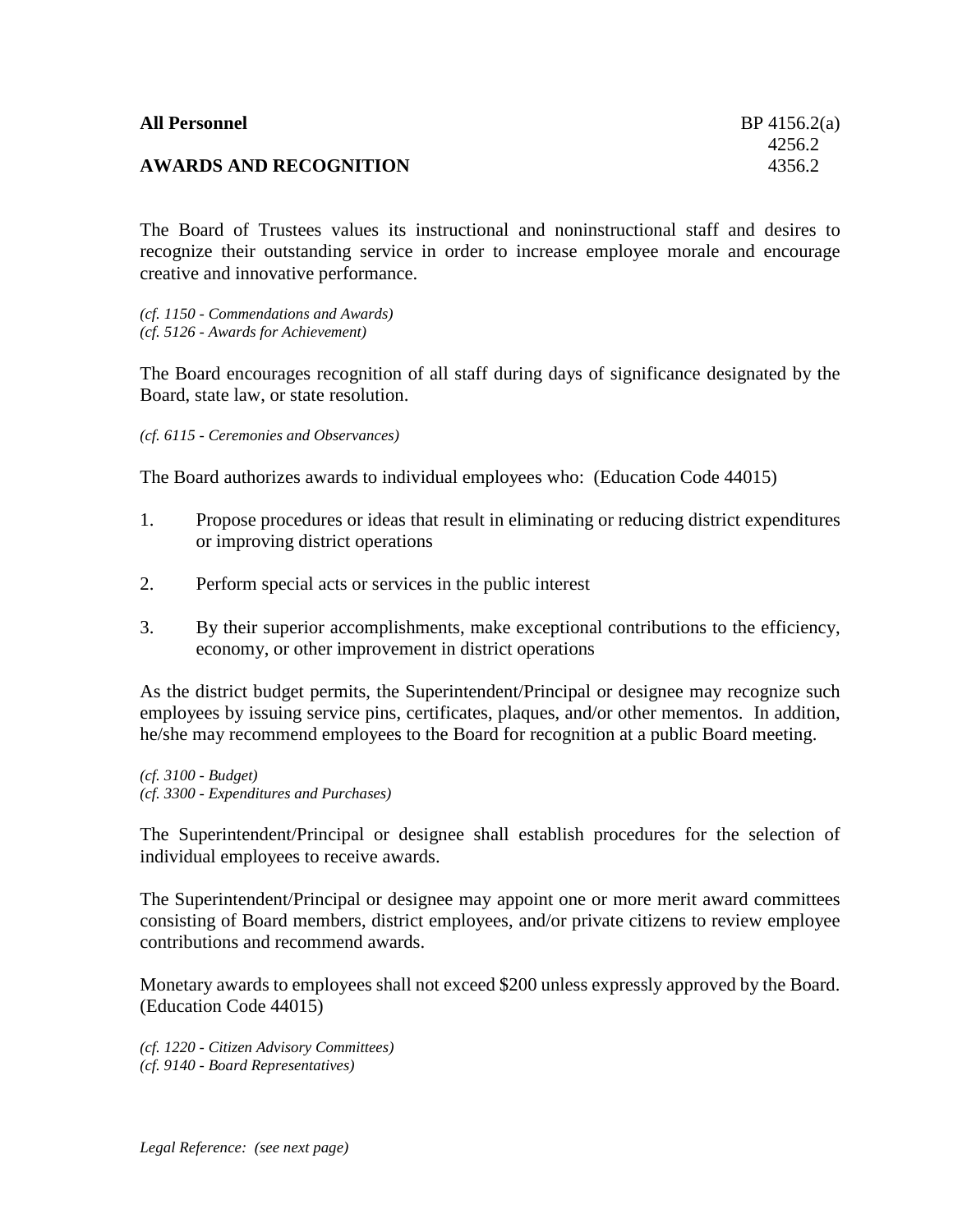**All Personnel** BP 4156.2(a)
4256.2
**AWARDS AND RECOGNITION** 4356.2

The Board of Trustees values its instructional and noninstructional staff and desires to recognize their outstanding service in order to increase employee morale and encourage creative and innovative performance.

*(cf. 1150 - Commendations and Awards)*
*(cf. 5126 - Awards for Achievement)*

The Board encourages recognition of all staff during days of significance designated by the Board, state law, or state resolution.

*(cf. 6115 - Ceremonies and Observances)*

The Board authorizes awards to individual employees who: (Education Code 44015)

1. Propose procedures or ideas that result in eliminating or reducing district expenditures or improving district operations

2. Perform special acts or services in the public interest

3. By their superior accomplishments, make exceptional contributions to the efficiency, economy, or other improvement in district operations

As the district budget permits, the Superintendent/Principal or designee may recognize such employees by issuing service pins, certificates, plaques, and/or other mementos. In addition, he/she may recommend employees to the Board for recognition at a public Board meeting.

*(cf. 3100 - Budget)*
*(cf. 3300 - Expenditures and Purchases)*

The Superintendent/Principal or designee shall establish procedures for the selection of individual employees to receive awards.

The Superintendent/Principal or designee may appoint one or more merit award committees consisting of Board members, district employees, and/or private citizens to review employee contributions and recommend awards.

Monetary awards to employees shall not exceed $200 unless expressly approved by the Board. (Education Code 44015)

*(cf. 1220 - Citizen Advisory Committees)*
*(cf. 9140 - Board Representatives)*

*Legal Reference: (see next page)*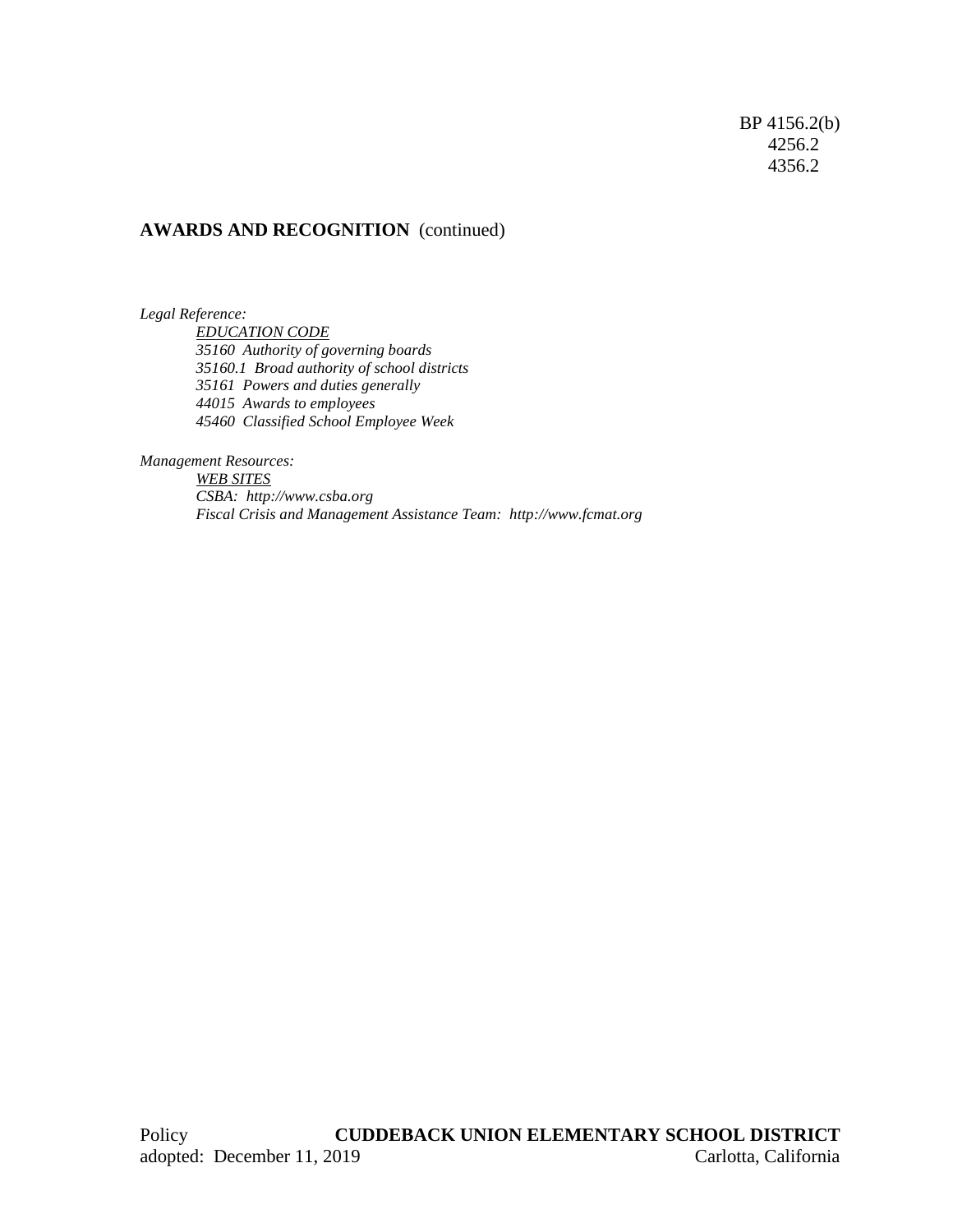## AWARDS AND RECOGNITION (continued)

*Legal Reference:*

*EDUCATION CODE*

*35160 Authority of governing boards*

*35160.1 Broad authority of school districts*

*35161 Powers and duties generally*

*44015 Awards to employees*

*45460 Classified School Employee Week*

*Management Resources:*

*WEB SITES*

*CSBA: http://www.csba.org*

*Fiscal Crisis and Management Assistance Team: http://www.fcmat.org*

Policy **CUDDEBACK UNION ELEMENTARY SCHOOL DISTRICT**
adopted: December 11, 2019 Carlotta, California